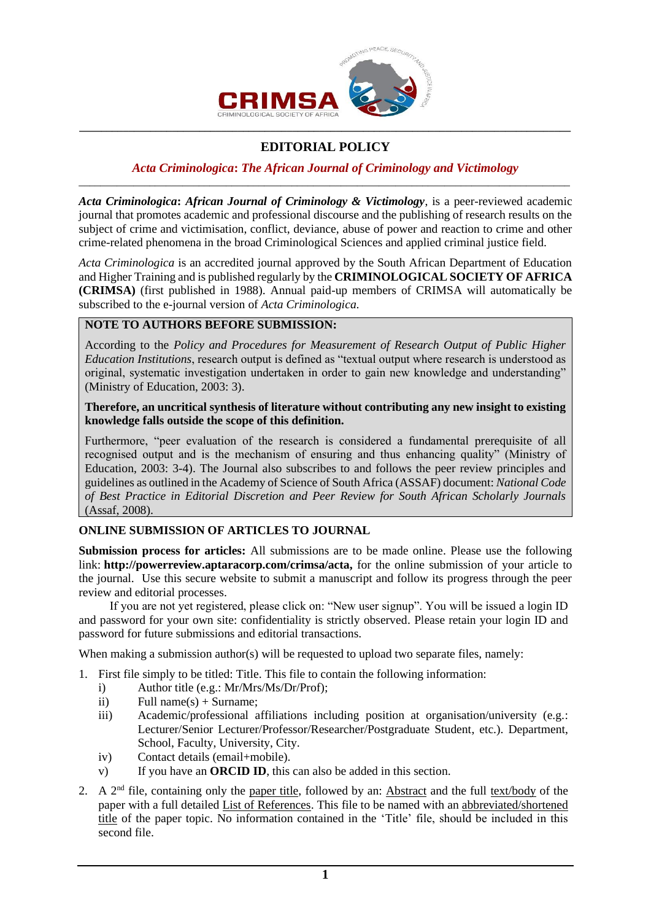# EDITORIAL POLICY

## *Acta Criminologica*: *The African Journal of Criminology and Victimology*

***Acta Criminologica*: *African Journal of Criminology & Victimology***, is a peer-reviewed academic journal that promotes academic and professional discourse and the publishing of research results on the subject of crime and victimisation, conflict, deviance, abuse of power and reaction to crime and other crime-related phenomena in the broad Criminological Sciences and applied criminal justice field.

*Acta Criminologica* is an accredited journal approved by the South African Department of Education and Higher Training and is published regularly by the **CRIMINOLOGICAL SOCIETY OF AFRICA (CRIMSA)** (first published in 1988). Annual paid-up members of CRIMSA will automatically be subscribed to the e-journal version of *Acta Criminologica*.

**NOTE TO AUTHORS BEFORE SUBMISSION:**

According to the *Policy and Procedures for Measurement of Research Output of Public Higher Education Institutions*, research output is defined as "textual output where research is understood as original, systematic investigation undertaken in order to gain new knowledge and understanding" (Ministry of Education, 2003: 3).

**Therefore, an uncritical synthesis of literature without contributing any new insight to existing knowledge falls outside the scope of this definition.**

Furthermore, "peer evaluation of the research is considered a fundamental prerequisite of all recognised output and is the mechanism of ensuring and thus enhancing quality" (Ministry of Education, 2003: 3-4). The Journal also subscribes to and follows the peer review principles and guidelines as outlined in the Academy of Science of South Africa (ASSAF) document: *National Code of Best Practice in Editorial Discretion and Peer Review for South African Scholarly Journals* (Assaf, 2008).

**ONLINE SUBMISSION OF ARTICLES TO JOURNAL**

**Submission process for articles:** All submissions are to be made online. Please use the following link: **http://powerreview.aptaracorp.com/crimsa/acta,** for the online submission of your article to the journal. Use this secure website to submit a manuscript and follow its progress through the peer review and editorial processes.

If you are not yet registered, please click on: "New user signup". You will be issued a login ID and password for your own site: confidentiality is strictly observed. Please retain your login ID and password for future submissions and editorial transactions.

When making a submission author(s) will be requested to upload two separate files, namely:

1. First file simply to be titled: Title. This file to contain the following information:
   - i) Author title (e.g.: Mr/Mrs/Ms/Dr/Prof);
   - ii) Full name(s) + Surname;
   - iii) Academic/professional affiliations including position at organisation/university (e.g.: Lecturer/Senior Lecturer/Professor/Researcher/Postgraduate Student, etc.). Department, School, Faculty, University, City.
   - iv) Contact details (email+mobile).
   - v) If you have an **ORCID ID**, this can also be added in this section.
2. A 2nd file, containing only the paper title, followed by an: Abstract and the full text/body of the paper with a full detailed List of References. This file to be named with an abbreviated/shortened title of the paper topic. No information contained in the 'Title' file, should be included in this second file.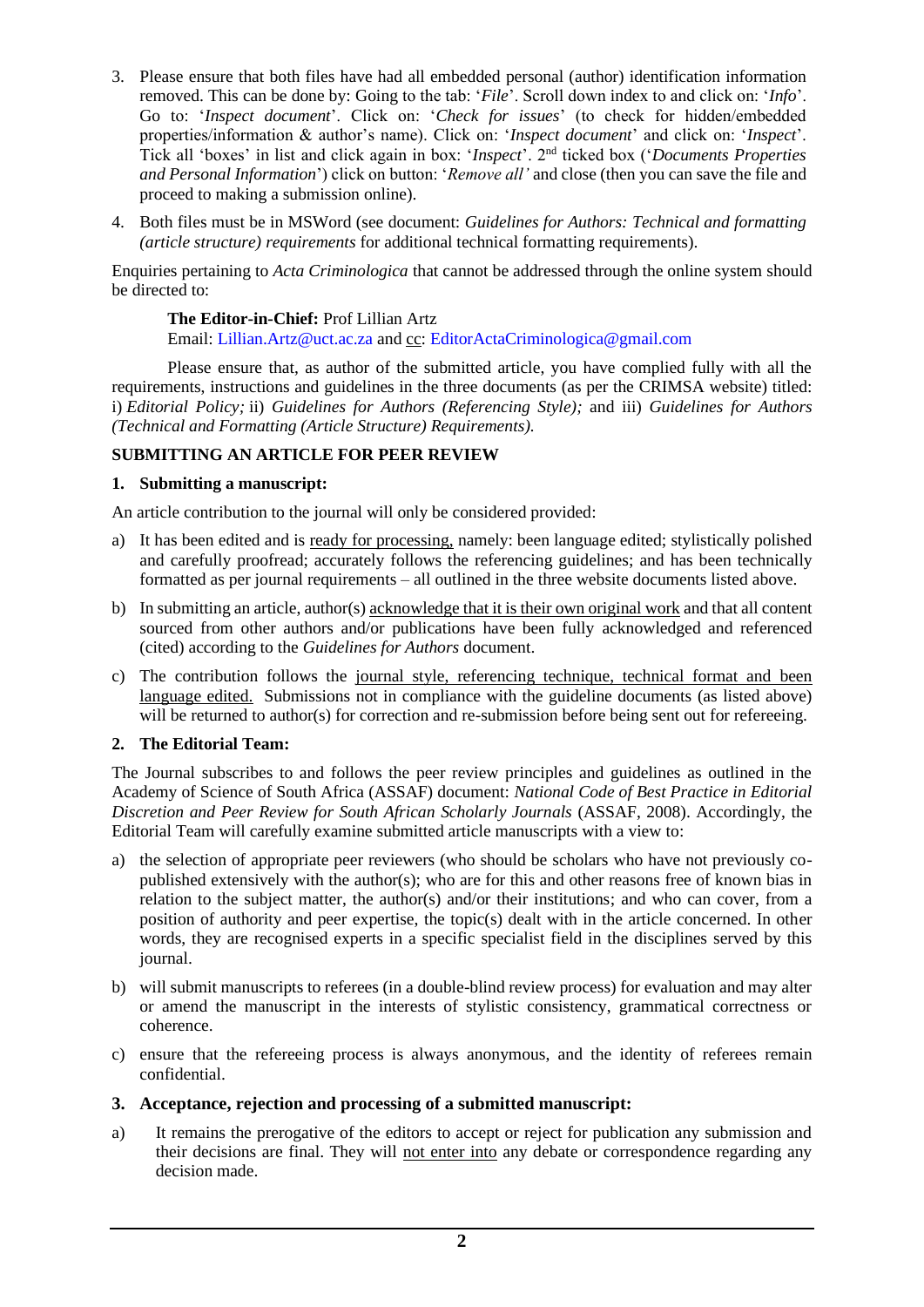3. Please ensure that both files have had all embedded personal (author) identification information removed. This can be done by: Going to the tab: '*File*'. Scroll down index to and click on: '*Info*'. Go to: '*Inspect document*'. Click on: '*Check for issues*' (to check for hidden/embedded properties/information & author's name). Click on: '*Inspect document*' and click on: '*Inspect*'. Tick all 'boxes' in list and click again in box: '*Inspect*'. 2nd ticked box ('*Documents Properties and Personal Information*') click on button: '*Remove all'* and close (then you can save the file and proceed to making a submission online).
4. Both files must be in MSWord (see document: *Guidelines for Authors: Technical and formatting (article structure) requirements* for additional technical formatting requirements).

Enquiries pertaining to *Acta Criminologica* that cannot be addressed through the online system should be directed to:

> **The Editor-in-Chief:** Prof Lillian Artz
> Email: Lillian.Artz@uct.ac.za and cc: EditorActaCriminologica@gmail.com

Please ensure that, as author of the submitted article, you have complied fully with all the requirements, instructions and guidelines in the three documents (as per the CRIMSA website) titled: i) *Editorial Policy;* ii) *Guidelines for Authors (Referencing Style);* and iii) *Guidelines for Authors (Technical and Formatting (Article Structure) Requirements).*

## SUBMITTING AN ARTICLE FOR PEER REVIEW

### 1. Submitting a manuscript:

An article contribution to the journal will only be considered provided:

a) It has been edited and is ready for processing, namely: been language edited; stylistically polished and carefully proofread; accurately follows the referencing guidelines; and has been technically formatted as per journal requirements – all outlined in the three website documents listed above.
b) In submitting an article, author(s) acknowledge that it is their own original work and that all content sourced from other authors and/or publications have been fully acknowledged and referenced (cited) according to the *Guidelines for Authors* document.
c) The contribution follows the journal style, referencing technique, technical format and been language edited. Submissions not in compliance with the guideline documents (as listed above) will be returned to author(s) for correction and re-submission before being sent out for refereeing.

### 2. The Editorial Team:

The Journal subscribes to and follows the peer review principles and guidelines as outlined in the Academy of Science of South Africa (ASSAF) document: *National Code of Best Practice in Editorial Discretion and Peer Review for South African Scholarly Journals* (ASSAF, 2008). Accordingly, the Editorial Team will carefully examine submitted article manuscripts with a view to:

a) the selection of appropriate peer reviewers (who should be scholars who have not previously co-published extensively with the author(s); who are for this and other reasons free of known bias in relation to the subject matter, the author(s) and/or their institutions; and who can cover, from a position of authority and peer expertise, the topic(s) dealt with in the article concerned. In other words, they are recognised experts in a specific specialist field in the disciplines served by this journal.
b) will submit manuscripts to referees (in a double-blind review process) for evaluation and may alter or amend the manuscript in the interests of stylistic consistency, grammatical correctness or coherence.
c) ensure that the refereeing process is always anonymous, and the identity of referees remain confidential.

### 3. Acceptance, rejection and processing of a submitted manuscript:

a) It remains the prerogative of the editors to accept or reject for publication any submission and their decisions are final. They will not enter into any debate or correspondence regarding any decision made.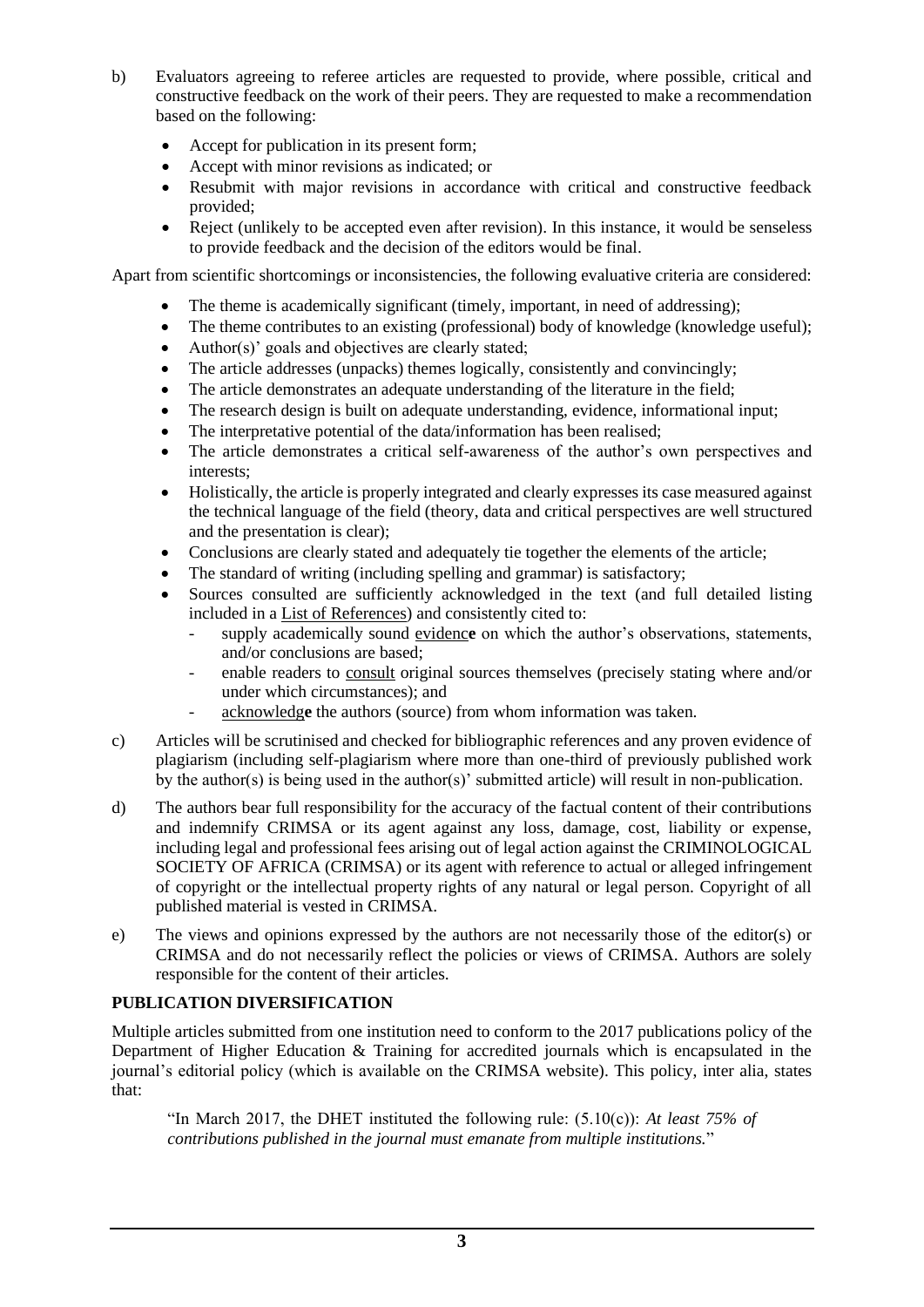b) Evaluators agreeing to referee articles are requested to provide, where possible, critical and constructive feedback on the work of their peers. They are requested to make a recommendation based on the following:

- Accept for publication in its present form;
- Accept with minor revisions as indicated; or
- Resubmit with major revisions in accordance with critical and constructive feedback provided;
- Reject (unlikely to be accepted even after revision). In this instance, it would be senseless to provide feedback and the decision of the editors would be final.

Apart from scientific shortcomings or inconsistencies, the following evaluative criteria are considered:

- The theme is academically significant (timely, important, in need of addressing);
- The theme contributes to an existing (professional) body of knowledge (knowledge useful);
- Author(s)' goals and objectives are clearly stated;
- The article addresses (unpacks) themes logically, consistently and convincingly;
- The article demonstrates an adequate understanding of the literature in the field;
- The research design is built on adequate understanding, evidence, informational input;
- The interpretative potential of the data/information has been realised;
- The article demonstrates a critical self-awareness of the author's own perspectives and interests;
- Holistically, the article is properly integrated and clearly expresses its case measured against the technical language of the field (theory, data and critical perspectives are well structured and the presentation is clear);
- Conclusions are clearly stated and adequately tie together the elements of the article;
- The standard of writing (including spelling and grammar) is satisfactory;
- Sources consulted are sufficiently acknowledged in the text (and full detailed listing included in a <u>List of References</u>) and consistently cited to:
  - supply academically sound <u>evidenc</u>**e** on which the author's observations, statements, and/or conclusions are based;
  - enable readers to <u>consult</u> original sources themselves (precisely stating where and/or under which circumstances); and
  - <u>acknowledg</u>**e** the authors (source) from whom information was taken.

c) Articles will be scrutinised and checked for bibliographic references and any proven evidence of plagiarism (including self-plagiarism where more than one-third of previously published work by the author(s) is being used in the author(s)' submitted article) will result in non-publication.

d) The authors bear full responsibility for the accuracy of the factual content of their contributions and indemnify CRIMSA or its agent against any loss, damage, cost, liability or expense, including legal and professional fees arising out of legal action against the CRIMINOLOGICAL SOCIETY OF AFRICA (CRIMSA) or its agent with reference to actual or alleged infringement of copyright or the intellectual property rights of any natural or legal person. Copyright of all published material is vested in CRIMSA.

e) The views and opinions expressed by the authors are not necessarily those of the editor(s) or CRIMSA and do not necessarily reflect the policies or views of CRIMSA. Authors are solely responsible for the content of their articles.

**PUBLICATION DIVERSIFICATION**

Multiple articles submitted from one institution need to conform to the 2017 publications policy of the Department of Higher Education & Training for accredited journals which is encapsulated in the journal's editorial policy (which is available on the CRIMSA website). This policy, inter alia, states that:

> "In March 2017, the DHET instituted the following rule: (5.10(c)): *At least 75% of contributions published in the journal must emanate from multiple institutions.*"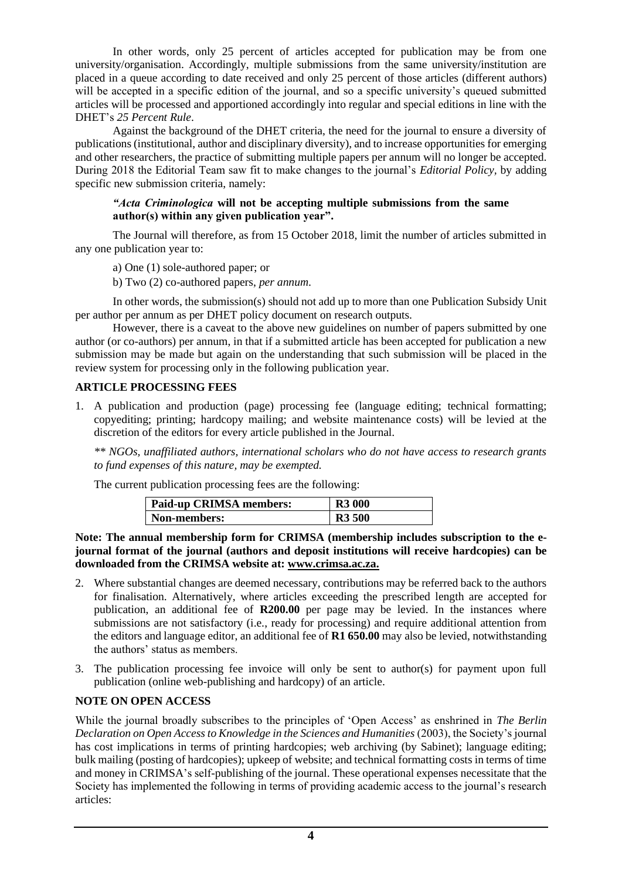In other words, only 25 percent of articles accepted for publication may be from one university/organisation. Accordingly, multiple submissions from the same university/institution are placed in a queue according to date received and only 25 percent of those articles (different authors) will be accepted in a specific edition of the journal, and so a specific university's queued submitted articles will be processed and apportioned accordingly into regular and special editions in line with the DHET's *25 Percent Rule*.

Against the background of the DHET criteria, the need for the journal to ensure a diversity of publications (institutional, author and disciplinary diversity), and to increase opportunities for emerging and other researchers, the practice of submitting multiple papers per annum will no longer be accepted. During 2018 the Editorial Team saw fit to make changes to the journal's *Editorial Policy*, by adding specific new submission criteria, namely:

> ***"Acta Criminologica*** **will not be accepting multiple submissions from the same author(s) within any given publication year".**

The Journal will therefore, as from 15 October 2018, limit the number of articles submitted in any one publication year to:

a) One (1) sole-authored paper; or

b) Two (2) co-authored papers, *per annum*.

In other words, the submission(s) should not add up to more than one Publication Subsidy Unit per author per annum as per DHET policy document on research outputs.

However, there is a caveat to the above new guidelines on number of papers submitted by one author (or co-authors) per annum, in that if a submitted article has been accepted for publication a new submission may be made but again on the understanding that such submission will be placed in the review system for processing only in the following publication year.

## ARTICLE PROCESSING FEES

1. A publication and production (page) processing fee (language editing; technical formatting; copyediting; printing; hardcopy mailing; and website maintenance costs) will be levied at the discretion of the editors for every article published in the Journal.

   *\*\* NGOs, unaffiliated authors, international scholars who do not have access to research grants to fund expenses of this nature, may be exempted.*

   The current publication processing fees are the following:

| **Paid-up CRIMSA members:** | **R3 000** |
|---|---|
| **Non-members:** | **R3 500** |

**Note: The annual membership form for CRIMSA (membership includes subscription to the e-journal format of the journal (authors and deposit institutions will receive hardcopies) can be downloaded from the CRIMSA website at: www.crimsa.ac.za.**

2. Where substantial changes are deemed necessary, contributions may be referred back to the authors for finalisation. Alternatively, where articles exceeding the prescribed length are accepted for publication, an additional fee of **R200.00** per page may be levied. In the instances where submissions are not satisfactory (i.e., ready for processing) and require additional attention from the editors and language editor, an additional fee of **R1 650.00** may also be levied, notwithstanding the authors' status as members.

3. The publication processing fee invoice will only be sent to author(s) for payment upon full publication (online web-publishing and hardcopy) of an article.

## NOTE ON OPEN ACCESS

While the journal broadly subscribes to the principles of 'Open Access' as enshrined in *The Berlin Declaration on Open Access to Knowledge in the Sciences and Humanities* (2003), the Society's journal has cost implications in terms of printing hardcopies; web archiving (by Sabinet); language editing; bulk mailing (posting of hardcopies); upkeep of website; and technical formatting costs in terms of time and money in CRIMSA's self-publishing of the journal. These operational expenses necessitate that the Society has implemented the following in terms of providing academic access to the journal's research articles: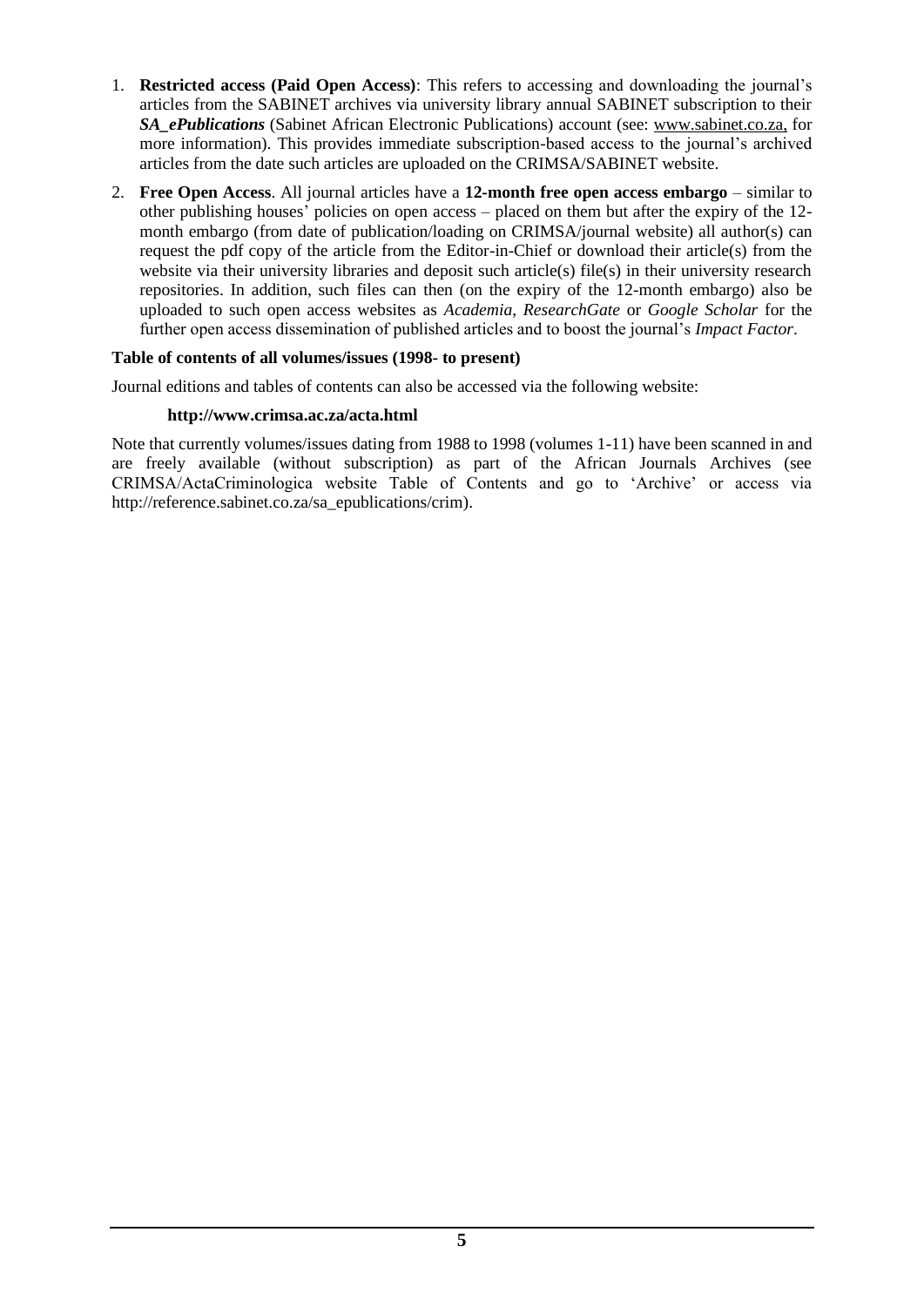1. **Restricted access (Paid Open Access)**: This refers to accessing and downloading the journal's articles from the SABINET archives via university library annual SABINET subscription to their ***SA_ePublications*** (Sabinet African Electronic Publications) account (see: www.sabinet.co.za, for more information). This provides immediate subscription-based access to the journal's archived articles from the date such articles are uploaded on the CRIMSA/SABINET website.

2. **Free Open Access**. All journal articles have a **12-month free open access embargo** – similar to other publishing houses' policies on open access – placed on them but after the expiry of the 12-month embargo (from date of publication/loading on CRIMSA/journal website) all author(s) can request the pdf copy of the article from the Editor-in-Chief or download their article(s) from the website via their university libraries and deposit such article(s) file(s) in their university research repositories. In addition, such files can then (on the expiry of the 12-month embargo) also be uploaded to such open access websites as *Academia*, *ResearchGate* or *Google Scholar* for the further open access dissemination of published articles and to boost the journal's *Impact Factor*.

**Table of contents of all volumes/issues (1998- to present)**

Journal editions and tables of contents can also be accessed via the following website:

**http://www.crimsa.ac.za/acta.html**

Note that currently volumes/issues dating from 1988 to 1998 (volumes 1-11) have been scanned in and are freely available (without subscription) as part of the African Journals Archives (see CRIMSA/ActaCriminologica website Table of Contents and go to 'Archive' or access via http://reference.sabinet.co.za/sa_epublications/crim).